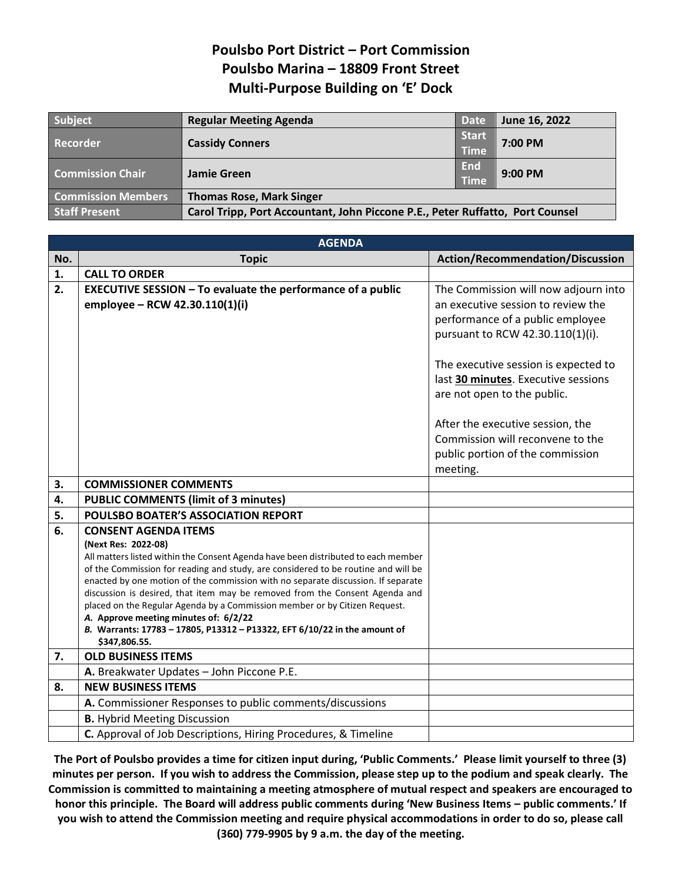# Poulsbo Port District – Port Commission
# Poulsbo Marina – 18809 Front Street
# Multi-Purpose Building on 'E' Dock

| Subject | Regular Meeting Agenda | Date | June 16, 2022 |
|---|---|---|---|
| Recorder | Cassidy Conners | Start Time | 7:00 PM |
| Commission Chair | Jamie Green | End Time | 9:00 PM |
| Commission Members | Thomas Rose, Mark Singer | | |
| Staff Present | Carol Tripp, Port Accountant, John Piccone P.E., Peter Ruffatto, Port Counsel | | |

| AGENDA | | |
|---|---|---|
| **No.** | **Topic** | **Action/Recommendation/Discussion** |
| **1.** | **CALL TO ORDER** | |
| **2.** | **EXECUTIVE SESSION – To evaluate the performance of a public employee – RCW 42.30.110(1)(i)** | The Commission will now adjourn into an executive session to review the performance of a public employee pursuant to RCW 42.30.110(1)(i).<br><br>The executive session is expected to last **30 minutes**. Executive sessions are not open to the public.<br><br>After the executive session, the Commission will reconvene to the public portion of the commission meeting. |
| **3.** | **COMMISSIONER COMMENTS** | |
| **4.** | **PUBLIC COMMENTS (limit of 3 minutes)** | |
| **5.** | **POULSBO BOATER'S ASSOCIATION REPORT** | |
| **6.** | **CONSENT AGENDA ITEMS**<br>**(Next Res: 2022-08)**<br>All matters listed within the Consent Agenda have been distributed to each member of the Commission for reading and study, are considered to be routine and will be enacted by one motion of the commission with no separate discussion. If separate discussion is desired, that item may be removed from the Consent Agenda and placed on the Regular Agenda by a Commission member or by Citizen Request.<br>***A.* Approve meeting minutes of: 6/2/22**<br>***B.* Warrants: 17783 – 17805, P13312 – P13322, EFT 6/10/22 in the amount of $347,806.55.** | |
| **7.** | **OLD BUSINESS ITEMS** | |
| | **A.** Breakwater Updates – John Piccone P.E. | |
| **8.** | **NEW BUSINESS ITEMS** | |
| | **A.** Commissioner Responses to public comments/discussions | |
| | **B.** Hybrid Meeting Discussion | |
| | **C.** Approval of Job Descriptions, Hiring Procedures, & Timeline | |

**The Port of Poulsbo provides a time for citizen input during, 'Public Comments.' Please limit yourself to three (3) minutes per person. If you wish to address the Commission, please step up to the podium and speak clearly. The Commission is committed to maintaining a meeting atmosphere of mutual respect and speakers are encouraged to honor this principle. The Board will address public comments during 'New Business Items – public comments.' If you wish to attend the Commission meeting and require physical accommodations in order to do so, please call (360) 779-9905 by 9 a.m. the day of the meeting.**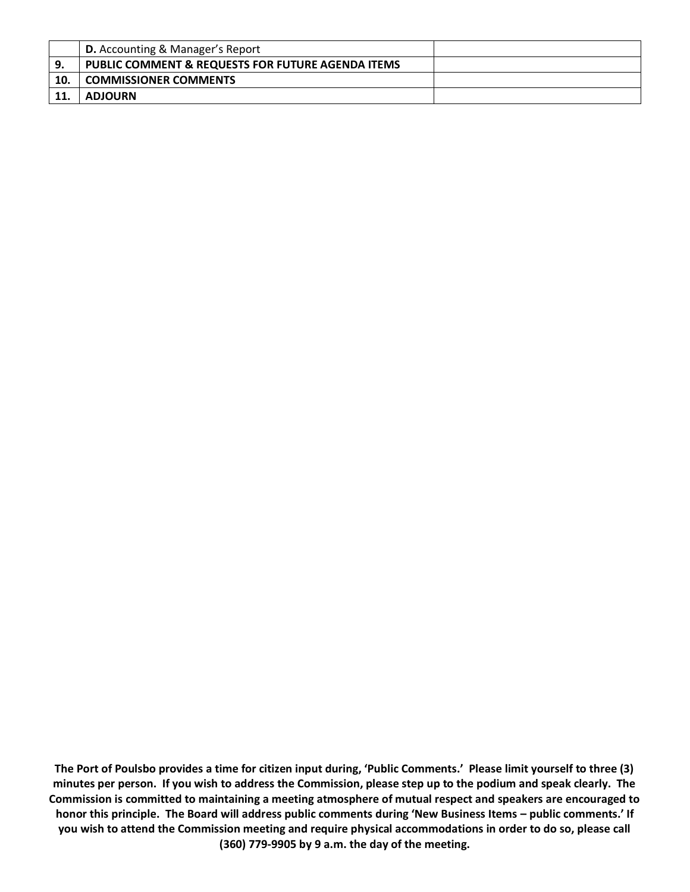| | | |
|---|---|---|
| | **D.** Accounting & Manager's Report | |
| **9.** | **PUBLIC COMMENT & REQUESTS FOR FUTURE AGENDA ITEMS** | |
| **10.** | **COMMISSIONER COMMENTS** | |
| **11.** | **ADJOURN** | |

**The Port of Poulsbo provides a time for citizen input during, 'Public Comments.' Please limit yourself to three (3) minutes per person. If you wish to address the Commission, please step up to the podium and speak clearly. The Commission is committed to maintaining a meeting atmosphere of mutual respect and speakers are encouraged to honor this principle. The Board will address public comments during 'New Business Items – public comments.' If you wish to attend the Commission meeting and require physical accommodations in order to do so, please call (360) 779-9905 by 9 a.m. the day of the meeting.**